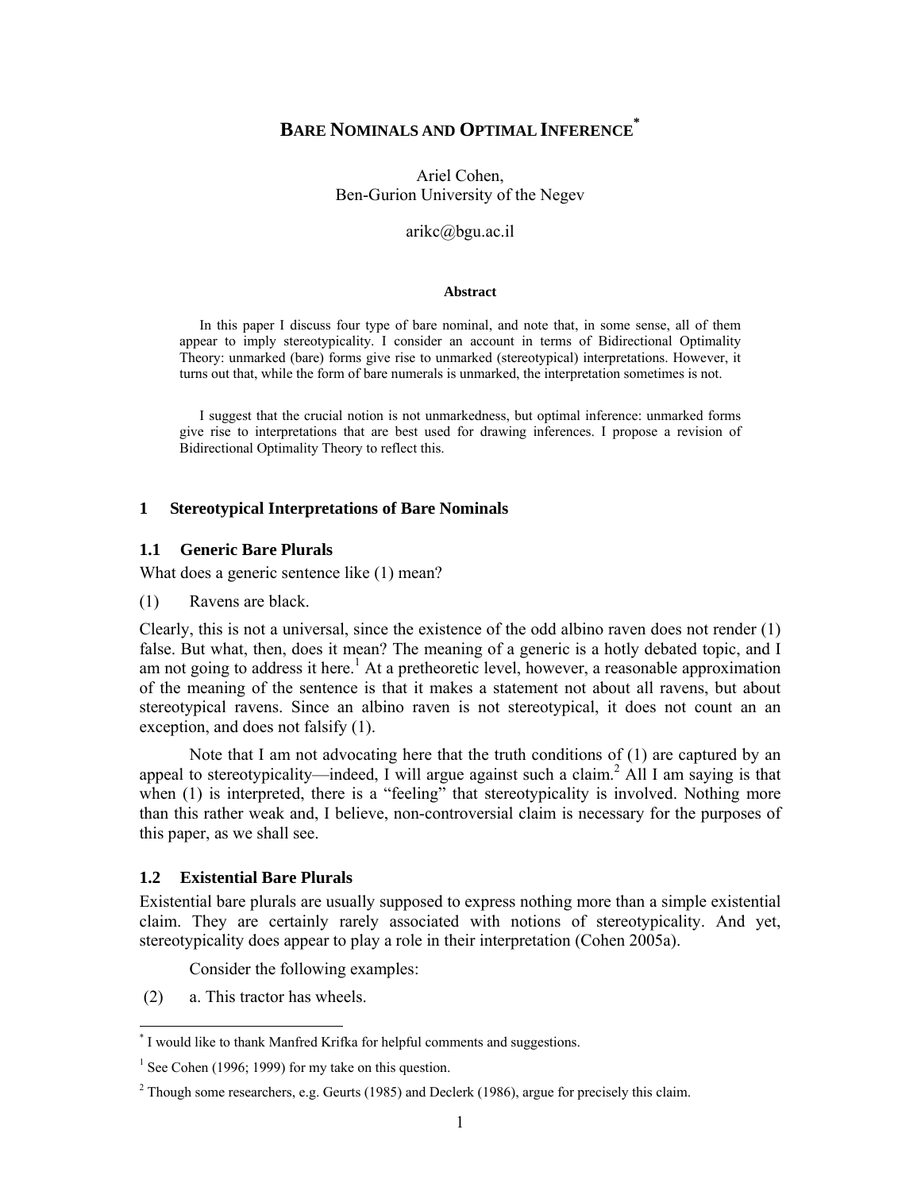# BARE NOMINALS AND OPTIMAL INFERENCE[*]

Ariel Cohen,
Ben-Gurion University of the Negev

arikc@bgu.ac.il

**Abstract**

In this paper I discuss four type of bare nominal, and note that, in some sense, all of them appear to imply stereotypicality. I consider an account in terms of Bidirectional Optimality Theory: unmarked (bare) forms give rise to unmarked (stereotypical) interpretations. However, it turns out that, while the form of bare numerals is unmarked, the interpretation sometimes is not.

I suggest that the crucial notion is not unmarkedness, but optimal inference: unmarked forms give rise to interpretations that are best used for drawing inferences. I propose a revision of Bidirectional Optimality Theory to reflect this.

## 1 Stereotypical Interpretations of Bare Nominals

### 1.1 Generic Bare Plurals

What does a generic sentence like (1) mean?

(1) Ravens are black.

Clearly, this is not a universal, since the existence of the odd albino raven does not render (1) false. But what, then, does it mean? The meaning of a generic is a hotly debated topic, and I am not going to address it here.[1] At a pretheoretic level, however, a reasonable approximation of the meaning of the sentence is that it makes a statement not about all ravens, but about stereotypical ravens. Since an albino raven is not stereotypical, it does not count an an exception, and does not falsify (1).

Note that I am not advocating here that the truth conditions of (1) are captured by an appeal to stereotypicality—indeed, I will argue against such a claim.[2] All I am saying is that when (1) is interpreted, there is a "feeling" that stereotypicality is involved. Nothing more than this rather weak and, I believe, non-controversial claim is necessary for the purposes of this paper, as we shall see.

### 1.2 Existential Bare Plurals

Existential bare plurals are usually supposed to express nothing more than a simple existential claim. They are certainly rarely associated with notions of stereotypicality. And yet, stereotypicality does appear to play a role in their interpretation (Cohen 2005a).

Consider the following examples:

(2) a. This tractor has wheels.

---

[*] I would like to thank Manfred Krifka for helpful comments and suggestions.

[1] See Cohen (1996; 1999) for my take on this question.

[2] Though some researchers, e.g. Geurts (1985) and Declerk (1986), argue for precisely this claim.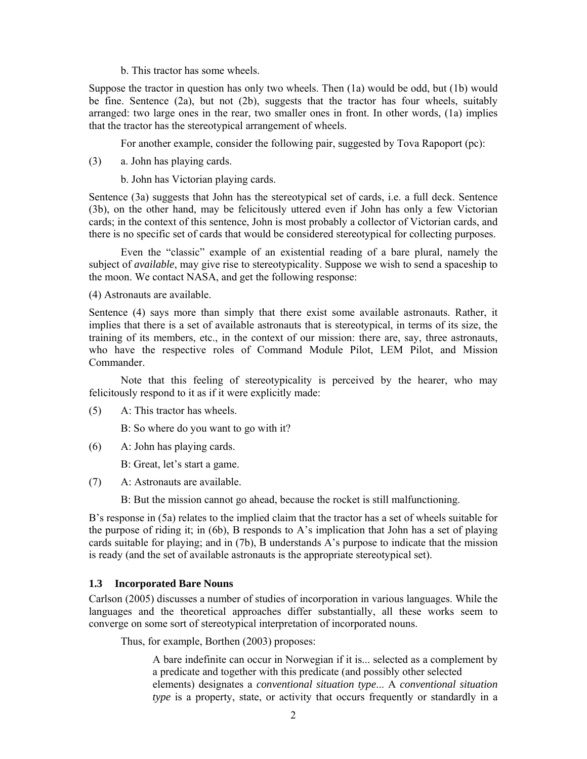b. This tractor has some wheels.

Suppose the tractor in question has only two wheels. Then (1a) would be odd, but (1b) would be fine. Sentence (2a), but not (2b), suggests that the tractor has four wheels, suitably arranged: two large ones in the rear, two smaller ones in front. In other words, (1a) implies that the tractor has the stereotypical arrangement of wheels.

For another example, consider the following pair, suggested by Tova Rapoport (pc):

(3) a. John has playing cards.

b. John has Victorian playing cards.

Sentence (3a) suggests that John has the stereotypical set of cards, i.e. a full deck. Sentence (3b), on the other hand, may be felicitously uttered even if John has only a few Victorian cards; in the context of this sentence, John is most probably a collector of Victorian cards, and there is no specific set of cards that would be considered stereotypical for collecting purposes.

Even the "classic" example of an existential reading of a bare plural, namely the subject of *available*, may give rise to stereotypicality. Suppose we wish to send a spaceship to the moon. We contact NASA, and get the following response:

(4) Astronauts are available.

Sentence (4) says more than simply that there exist some available astronauts. Rather, it implies that there is a set of available astronauts that is stereotypical, in terms of its size, the training of its members, etc., in the context of our mission: there are, say, three astronauts, who have the respective roles of Command Module Pilot, LEM Pilot, and Mission Commander.

Note that this feeling of stereotypicality is perceived by the hearer, who may felicitously respond to it as if it were explicitly made:

(5) A: This tractor has wheels.

B: So where do you want to go with it?

(6) A: John has playing cards.

B: Great, let's start a game.

(7) A: Astronauts are available.

B: But the mission cannot go ahead, because the rocket is still malfunctioning.

B's response in (5a) relates to the implied claim that the tractor has a set of wheels suitable for the purpose of riding it; in (6b), B responds to A's implication that John has a set of playing cards suitable for playing; and in (7b), B understands A's purpose to indicate that the mission is ready (and the set of available astronauts is the appropriate stereotypical set).

### 1.3 Incorporated Bare Nouns

Carlson (2005) discusses a number of studies of incorporation in various languages. While the languages and the theoretical approaches differ substantially, all these works seem to converge on some sort of stereotypical interpretation of incorporated nouns.

Thus, for example, Borthen (2003) proposes:

> A bare indefinite can occur in Norwegian if it is... selected as a complement by a predicate and together with this predicate (and possibly other selected elements) designates a *conventional situation type*... A *conventional situation type* is a property, state, or activity that occurs frequently or standardly in a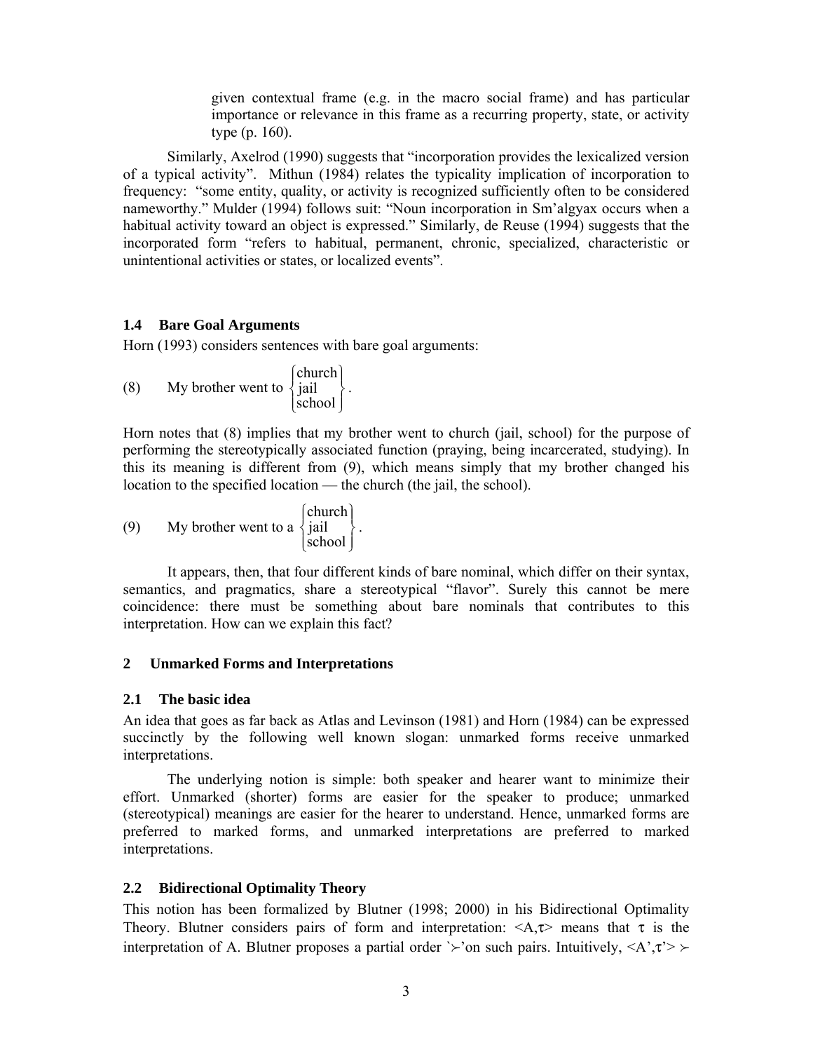given contextual frame (e.g. in the macro social frame) and has particular importance or relevance in this frame as a recurring property, state, or activity type (p. 160).

Similarly, Axelrod (1990) suggests that "incorporation provides the lexicalized version of a typical activity". Mithun (1984) relates the typicality implication of incorporation to frequency: "some entity, quality, or activity is recognized sufficiently often to be considered nameworthy." Mulder (1994) follows suit: "Noun incorporation in Sm'algyax occurs when a habitual activity toward an object is expressed." Similarly, de Reuse (1994) suggests that the incorporated form "refers to habitual, permanent, chronic, specialized, characteristic or unintentional activities or states, or localized events".

### 1.4 Bare Goal Arguments

Horn (1993) considers sentences with bare goal arguments:

(8) My brother went to $\left\{\begin{array}{l}\text{church}\\ \text{jail}\\ \text{school}\end{array}\right\}$.

Horn notes that (8) implies that my brother went to church (jail, school) for the purpose of performing the stereotypically associated function (praying, being incarcerated, studying). In this its meaning is different from (9), which means simply that my brother changed his location to the specified location — the church (the jail, the school).

(9) My brother went to a $\left\{\begin{array}{l}\text{church}\\ \text{jail}\\ \text{school}\end{array}\right\}$.

It appears, then, that four different kinds of bare nominal, which differ on their syntax, semantics, and pragmatics, share a stereotypical "flavor". Surely this cannot be mere coincidence: there must be something about bare nominals that contributes to this interpretation. How can we explain this fact?

## 2 Unmarked Forms and Interpretations

### 2.1 The basic idea

An idea that goes as far back as Atlas and Levinson (1981) and Horn (1984) can be expressed succinctly by the following well known slogan: unmarked forms receive unmarked interpretations.

The underlying notion is simple: both speaker and hearer want to minimize their effort. Unmarked (shorter) forms are easier for the speaker to produce; unmarked (stereotypical) meanings are easier for the hearer to understand. Hence, unmarked forms are preferred to marked forms, and unmarked interpretations are preferred to marked interpretations.

### 2.2 Bidirectional Optimality Theory

This notion has been formalized by Blutner (1998; 2000) in his Bidirectional Optimality Theory. Blutner considers pairs of form and interpretation: $\langle A,\tau\rangle$ means that $\tau$ is the interpretation of A. Blutner proposes a partial order `$\succ$'on such pairs. Intuitively, $\langle A',\tau'\rangle \succ$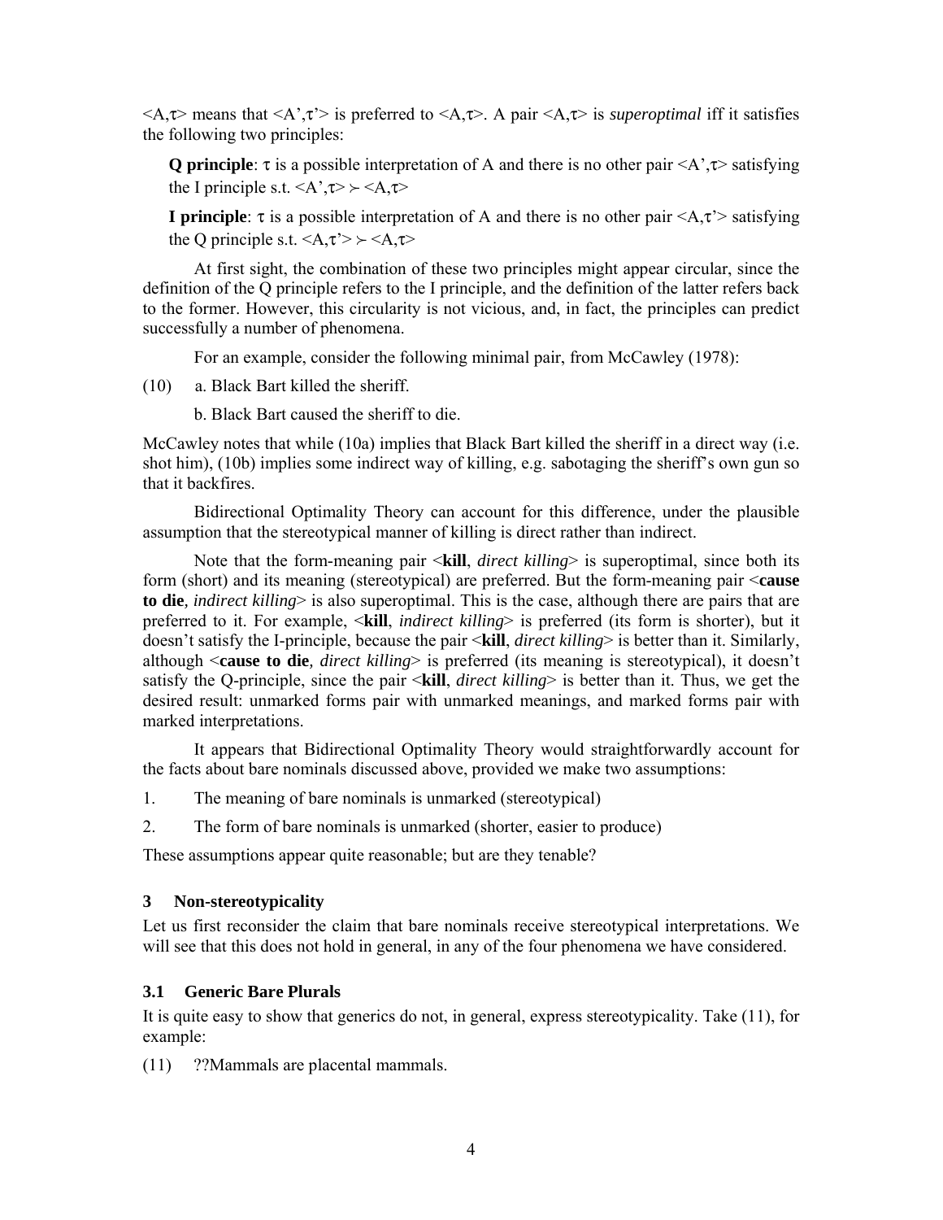$\langle A,\tau\rangle$ means that $\langle A',\tau'\rangle$ is preferred to $\langle A,\tau\rangle$. A pair $\langle A,\tau\rangle$ is *superoptimal* iff it satisfies the following two principles:

> **Q principle**: $\tau$ is a possible interpretation of A and there is no other pair $\langle A',\tau\rangle$ satisfying the I principle s.t. $\langle A',\tau\rangle \succ \langle A,\tau\rangle$
>
> **I principle**: $\tau$ is a possible interpretation of A and there is no other pair $\langle A,\tau'\rangle$ satisfying the Q principle s.t. $\langle A,\tau'\rangle \succ \langle A,\tau\rangle$

At first sight, the combination of these two principles might appear circular, since the definition of the Q principle refers to the I principle, and the definition of the latter refers back to the former. However, this circularity is not vicious, and, in fact, the principles can predict successfully a number of phenomena.

For an example, consider the following minimal pair, from McCawley (1978):

(10) a. Black Bart killed the sheriff.

b. Black Bart caused the sheriff to die.

McCawley notes that while (10a) implies that Black Bart killed the sheriff in a direct way (i.e. shot him), (10b) implies some indirect way of killing, e.g. sabotaging the sheriff's own gun so that it backfires.

Bidirectional Optimality Theory can account for this difference, under the plausible assumption that the stereotypical manner of killing is direct rather than indirect.

Note that the form-meaning pair <**kill**, *direct killing*> is superoptimal, since both its form (short) and its meaning (stereotypical) are preferred. But the form-meaning pair <**cause to die**, *indirect killing*> is also superoptimal. This is the case, although there are pairs that are preferred to it. For example, <**kill**, *indirect killing*> is preferred (its form is shorter), but it doesn't satisfy the I-principle, because the pair <**kill**, *direct killing*> is better than it. Similarly, although <**cause to die**, *direct killing*> is preferred (its meaning is stereotypical), it doesn't satisfy the Q-principle, since the pair <**kill**, *direct killing*> is better than it. Thus, we get the desired result: unmarked forms pair with unmarked meanings, and marked forms pair with marked interpretations.

It appears that Bidirectional Optimality Theory would straightforwardly account for the facts about bare nominals discussed above, provided we make two assumptions:

1. The meaning of bare nominals is unmarked (stereotypical)
2. The form of bare nominals is unmarked (shorter, easier to produce)

These assumptions appear quite reasonable; but are they tenable?

## 3 Non-stereotypicality

Let us first reconsider the claim that bare nominals receive stereotypical interpretations. We will see that this does not hold in general, in any of the four phenomena we have considered.

### 3.1 Generic Bare Plurals

It is quite easy to show that generics do not, in general, express stereotypicality. Take (11), for example:

(11) ??Mammals are placental mammals.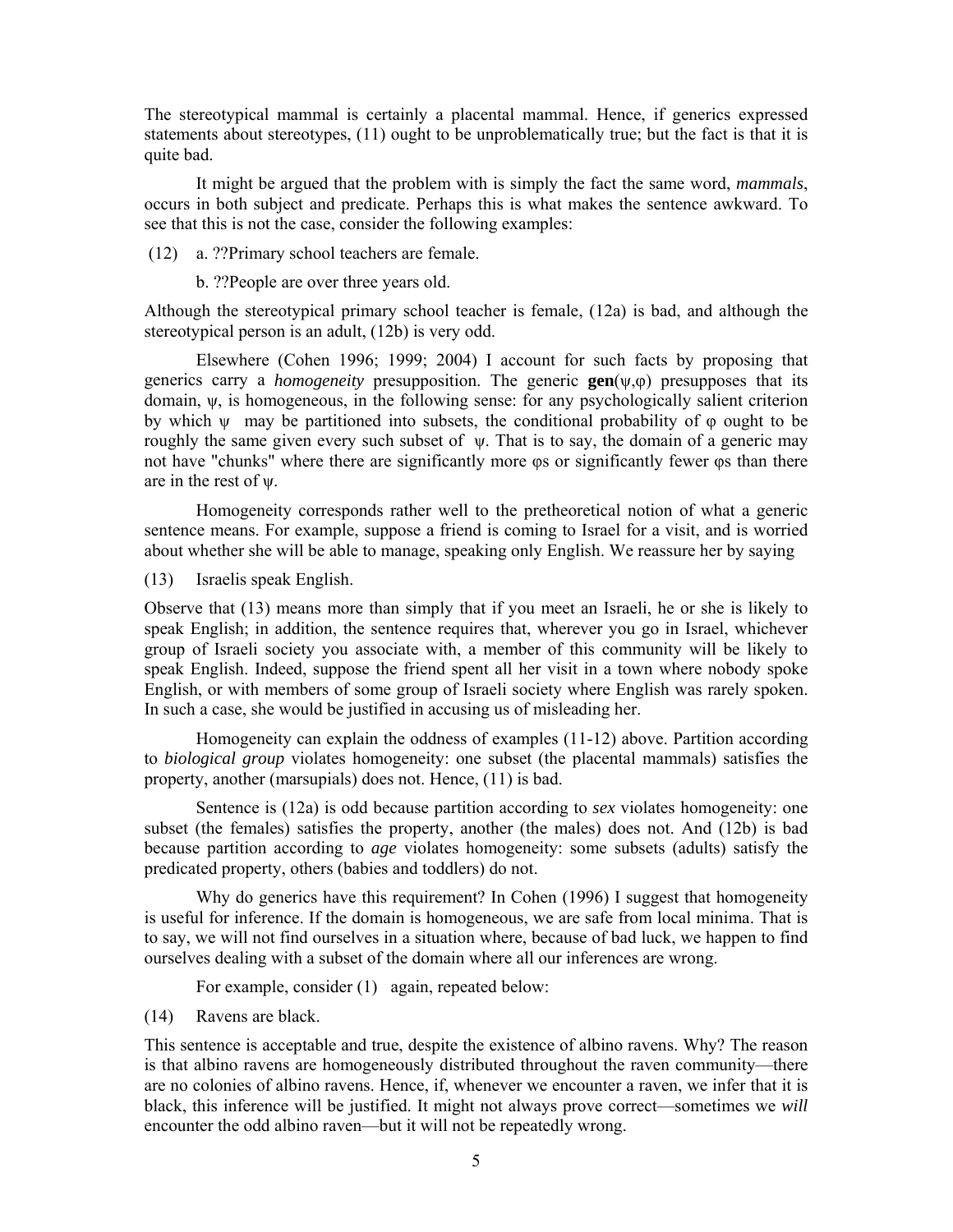The stereotypical mammal is certainly a placental mammal. Hence, if generics expressed statements about stereotypes, (11) ought to be unproblematically true; but the fact is that it is quite bad.

It might be argued that the problem with is simply the fact the same word, *mammals*, occurs in both subject and predicate. Perhaps this is what makes the sentence awkward. To see that this is not the case, consider the following examples:

(12) a. ??Primary school teachers are female.

b. ??People are over three years old.

Although the stereotypical primary school teacher is female, (12a) is bad, and although the stereotypical person is an adult, (12b) is very odd.

Elsewhere (Cohen 1996; 1999; 2004) I account for such facts by proposing that generics carry a *homogeneity* presupposition. The generic **gen**($\psi$,$\varphi$) presupposes that its domain, $\psi$, is homogeneous, in the following sense: for any psychologically salient criterion by which $\psi$ may be partitioned into subsets, the conditional probability of $\varphi$ ought to be roughly the same given every such subset of $\psi$. That is to say, the domain of a generic may not have "chunks" where there are significantly more $\varphi$s or significantly fewer $\varphi$s than there are in the rest of $\psi$.

Homogeneity corresponds rather well to the pretheoretical notion of what a generic sentence means. For example, suppose a friend is coming to Israel for a visit, and is worried about whether she will be able to manage, speaking only English. We reassure her by saying

(13) Israelis speak English.

Observe that (13) means more than simply that if you meet an Israeli, he or she is likely to speak English; in addition, the sentence requires that, wherever you go in Israel, whichever group of Israeli society you associate with, a member of this community will be likely to speak English. Indeed, suppose the friend spent all her visit in a town where nobody spoke English, or with members of some group of Israeli society where English was rarely spoken. In such a case, she would be justified in accusing us of misleading her.

Homogeneity can explain the oddness of examples (11-12) above. Partition according to *biological group* violates homogeneity: one subset (the placental mammals) satisfies the property, another (marsupials) does not. Hence, (11) is bad.

Sentence is (12a) is odd because partition according to *sex* violates homogeneity: one subset (the females) satisfies the property, another (the males) does not. And (12b) is bad because partition according to *age* violates homogeneity: some subsets (adults) satisfy the predicated property, others (babies and toddlers) do not.

Why do generics have this requirement? In Cohen (1996) I suggest that homogeneity is useful for inference. If the domain is homogeneous, we are safe from local minima. That is to say, we will not find ourselves in a situation where, because of bad luck, we happen to find ourselves dealing with a subset of the domain where all our inferences are wrong.

For example, consider (1) again, repeated below:

(14) Ravens are black.

This sentence is acceptable and true, despite the existence of albino ravens. Why? The reason is that albino ravens are homogeneously distributed throughout the raven community—there are no colonies of albino ravens. Hence, if, whenever we encounter a raven, we infer that it is black, this inference will be justified. It might not always prove correct—sometimes we *will* encounter the odd albino raven—but it will not be repeatedly wrong.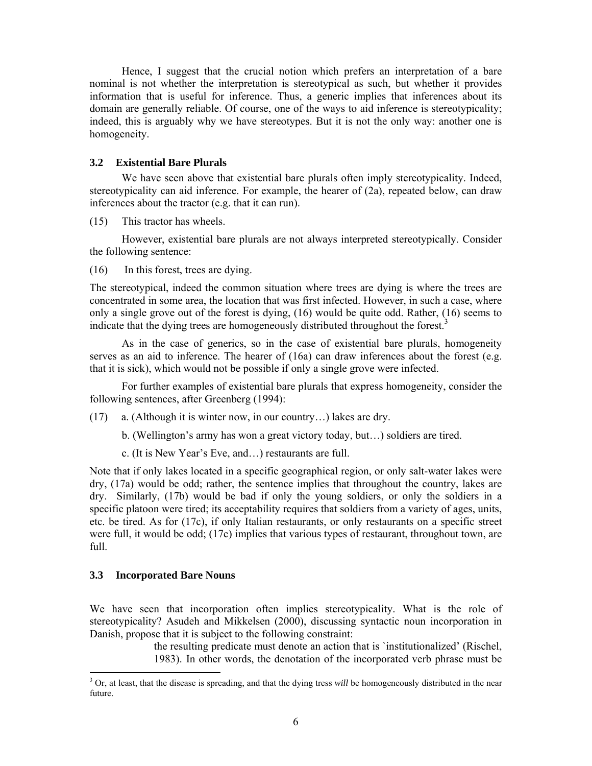Hence, I suggest that the crucial notion which prefers an interpretation of a bare nominal is not whether the interpretation is stereotypical as such, but whether it provides information that is useful for inference. Thus, a generic implies that inferences about its domain are generally reliable. Of course, one of the ways to aid inference is stereotypicality; indeed, this is arguably why we have stereotypes. But it is not the only way: another one is homogeneity.

### 3.2 Existential Bare Plurals

We have seen above that existential bare plurals often imply stereotypicality. Indeed, stereotypicality can aid inference. For example, the hearer of (2a), repeated below, can draw inferences about the tractor (e.g. that it can run).

(15) This tractor has wheels.

However, existential bare plurals are not always interpreted stereotypically. Consider the following sentence:

(16) In this forest, trees are dying.

The stereotypical, indeed the common situation where trees are dying is where the trees are concentrated in some area, the location that was first infected. However, in such a case, where only a single grove out of the forest is dying, (16) would be quite odd. Rather, (16) seems to indicate that the dying trees are homogeneously distributed throughout the forest.[3]

As in the case of generics, so in the case of existential bare plurals, homogeneity serves as an aid to inference. The hearer of (16a) can draw inferences about the forest (e.g. that it is sick), which would not be possible if only a single grove were infected.

For further examples of existential bare plurals that express homogeneity, consider the following sentences, after Greenberg (1994):

(17) a. (Although it is winter now, in our country…) lakes are dry.

b. (Wellington's army has won a great victory today, but…) soldiers are tired.

c. (It is New Year's Eve, and…) restaurants are full.

Note that if only lakes located in a specific geographical region, or only salt-water lakes were dry, (17a) would be odd; rather, the sentence implies that throughout the country, lakes are dry. Similarly, (17b) would be bad if only the young soldiers, or only the soldiers in a specific platoon were tired; its acceptability requires that soldiers from a variety of ages, units, etc. be tired. As for (17c), if only Italian restaurants, or only restaurants on a specific street were full, it would be odd; (17c) implies that various types of restaurant, throughout town, are full.

### 3.3 Incorporated Bare Nouns

We have seen that incorporation often implies stereotypicality. What is the role of stereotypicality? Asudeh and Mikkelsen (2000), discussing syntactic noun incorporation in Danish, propose that it is subject to the following constraint:

> the resulting predicate must denote an action that is `institutionalized' (Rischel, 1983). In other words, the denotation of the incorporated verb phrase must be

---

[3] Or, at least, that the disease is spreading, and that the dying tress *will* be homogeneously distributed in the near future.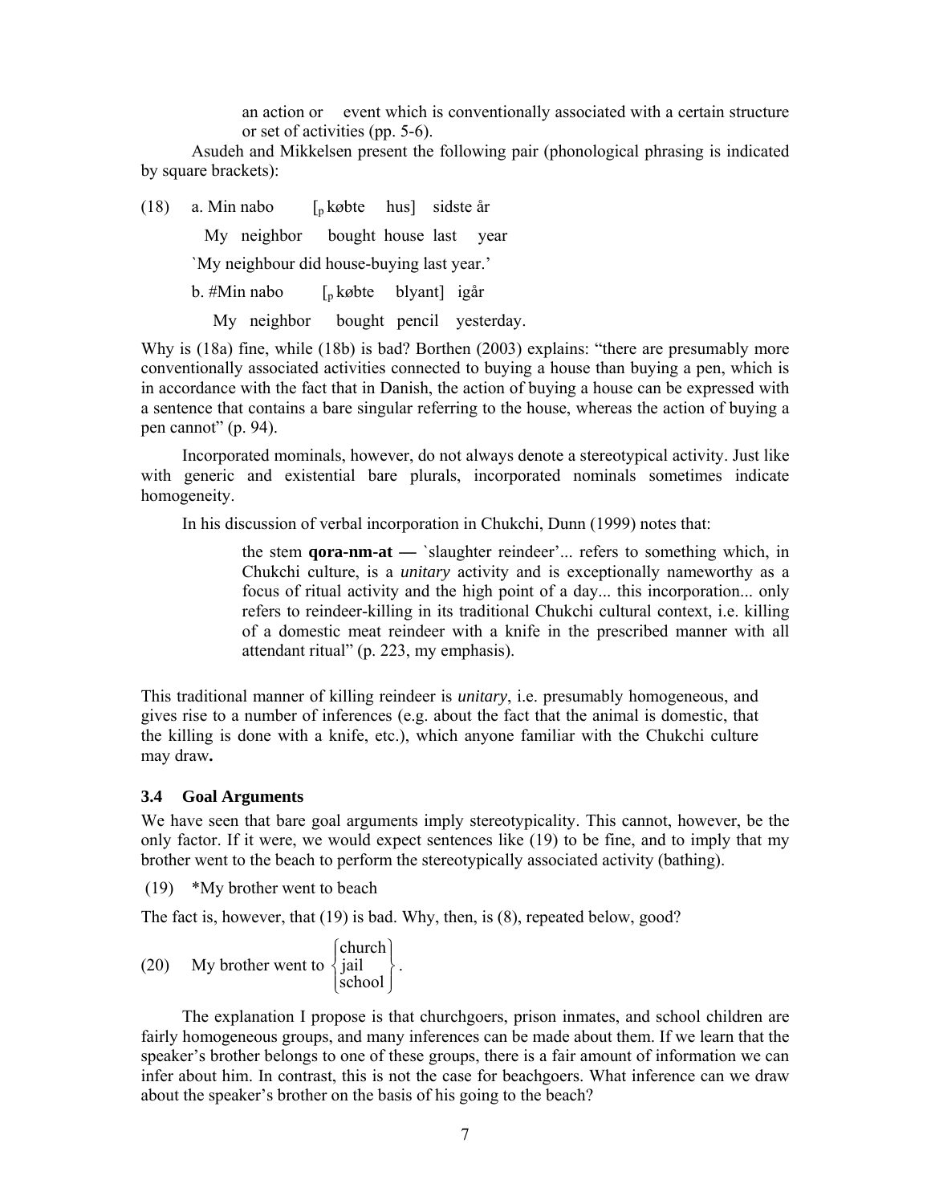an action or event which is conventionally associated with a certain structure or set of activities (pp. 5-6).

Asudeh and Mikkelsen present the following pair (phonological phrasing is indicated by square brackets):

(18) a. Min nabo [$_p$ købte hus] sidste år

My neighbor bought house last year

`My neighbour did house-buying last year.'

b. #Min nabo [$_p$ købte blyant] igår

My neighbor bought pencil yesterday.

Why is (18a) fine, while (18b) is bad? Borthen (2003) explains: "there are presumably more conventionally associated activities connected to buying a house than buying a pen, which is in accordance with the fact that in Danish, the action of buying a house can be expressed with a sentence that contains a bare singular referring to the house, whereas the action of buying a pen cannot" (p. 94).

Incorporated mominals, however, do not always denote a stereotypical activity. Just like with generic and existential bare plurals, incorporated nominals sometimes indicate homogeneity.

In his discussion of verbal incorporation in Chukchi, Dunn (1999) notes that:

> the stem **qora-nm-at —** `slaughter reindeer'... refers to something which, in Chukchi culture, is a *unitary* activity and is exceptionally nameworthy as a focus of ritual activity and the high point of a day... this incorporation... only refers to reindeer-killing in its traditional Chukchi cultural context, i.e. killing of a domestic meat reindeer with a knife in the prescribed manner with all attendant ritual" (p. 223, my emphasis).

This traditional manner of killing reindeer is *unitary*, i.e. presumably homogeneous, and gives rise to a number of inferences (e.g. about the fact that the animal is domestic, that the killing is done with a knife, etc.), which anyone familiar with the Chukchi culture may draw**.**

### 3.4 Goal Arguments

We have seen that bare goal arguments imply stereotypicality. This cannot, however, be the only factor. If it were, we would expect sentences like (19) to be fine, and to imply that my brother went to the beach to perform the stereotypically associated activity (bathing).

(19) *My brother went to beach

The fact is, however, that (19) is bad. Why, then, is (8), repeated below, good?

(20) My brother went to $\left\{\begin{array}{l}\text{church}\\ \text{jail}\\ \text{school}\end{array}\right\}$.

The explanation I propose is that churchgoers, prison inmates, and school children are fairly homogeneous groups, and many inferences can be made about them. If we learn that the speaker's brother belongs to one of these groups, there is a fair amount of information we can infer about him. In contrast, this is not the case for beachgoers. What inference can we draw about the speaker's brother on the basis of his going to the beach?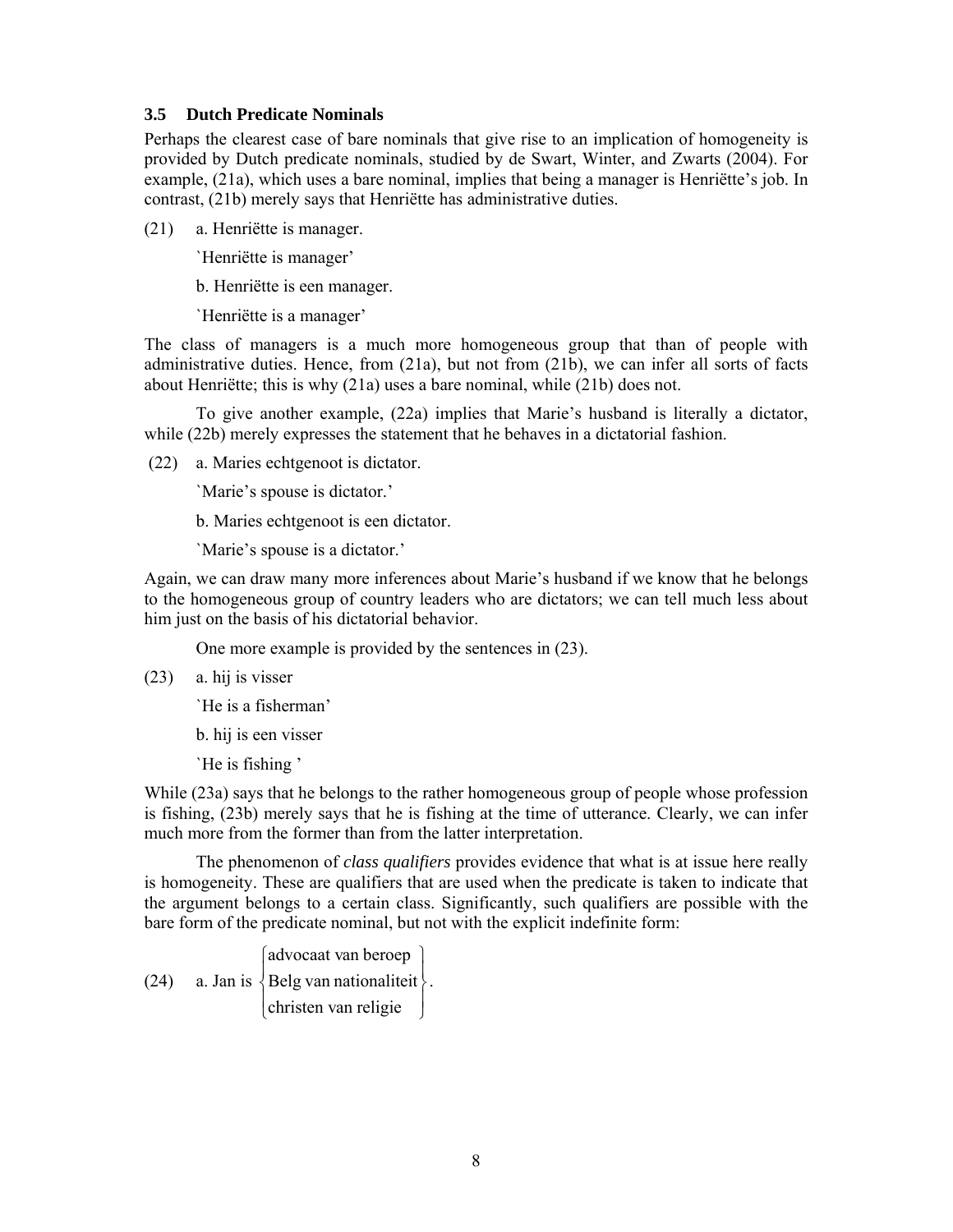### 3.5 Dutch Predicate Nominals

Perhaps the clearest case of bare nominals that give rise to an implication of homogeneity is provided by Dutch predicate nominals, studied by de Swart, Winter, and Zwarts (2004). For example, (21a), which uses a bare nominal, implies that being a manager is Henriëtte's job. In contrast, (21b) merely says that Henriëtte has administrative duties.

(21) a. Henriëtte is manager.

`Henriëtte is manager'

b. Henriëtte is een manager.

`Henriëtte is a manager'

The class of managers is a much more homogeneous group that than of people with administrative duties. Hence, from (21a), but not from (21b), we can infer all sorts of facts about Henriëtte; this is why (21a) uses a bare nominal, while (21b) does not.

To give another example, (22a) implies that Marie's husband is literally a dictator, while (22b) merely expresses the statement that he behaves in a dictatorial fashion.

(22) a. Maries echtgenoot is dictator.

`Marie's spouse is dictator.'

b. Maries echtgenoot is een dictator.

`Marie's spouse is a dictator.'

Again, we can draw many more inferences about Marie's husband if we know that he belongs to the homogeneous group of country leaders who are dictators; we can tell much less about him just on the basis of his dictatorial behavior.

One more example is provided by the sentences in (23).

(23) a. hij is visser

`He is a fisherman'

b. hij is een visser

`He is fishing '

While (23a) says that he belongs to the rather homogeneous group of people whose profession is fishing, (23b) merely says that he is fishing at the time of utterance. Clearly, we can infer much more from the former than from the latter interpretation.

The phenomenon of *class qualifiers* provides evidence that what is at issue here really is homogeneity. These are qualifiers that are used when the predicate is taken to indicate that the argument belongs to a certain class. Significantly, such qualifiers are possible with the bare form of the predicate nominal, but not with the explicit indefinite form:

$$\text{(24)}\quad \text{a. Jan is} \begin{Bmatrix} \text{advocaat van beroep} \\ \text{Belg van nationaliteit} \\ \text{christen van religie} \end{Bmatrix}.$$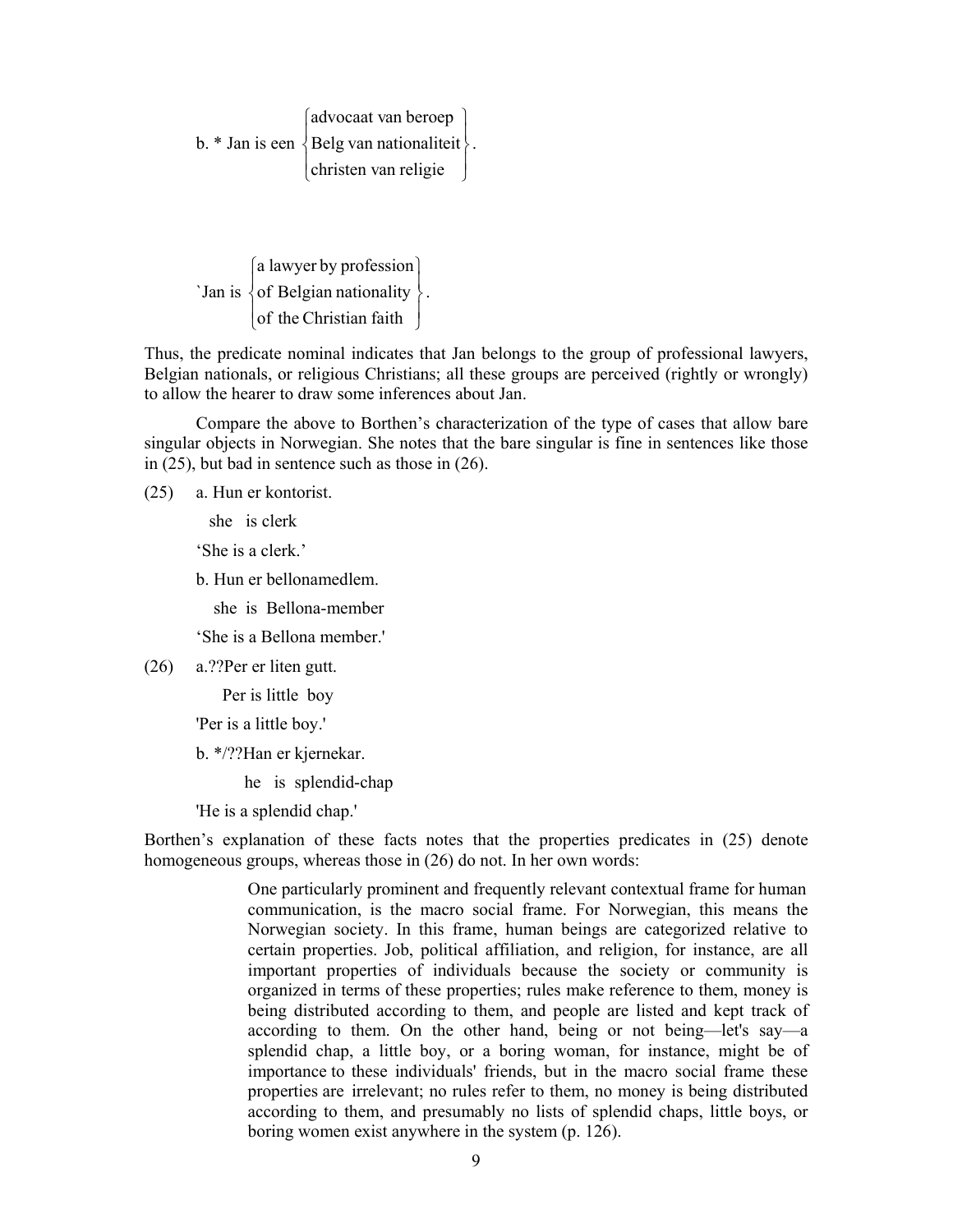b. * Jan is een {advocaat van beroep / Belg van nationaliteit / christen van religie}.

`Jan is {a lawyer by profession / of Belgian nationality / of the Christian faith}.

Thus, the predicate nominal indicates that Jan belongs to the group of professional lawyers, Belgian nationals, or religious Christians; all these groups are perceived (rightly or wrongly) to allow the hearer to draw some inferences about Jan.

Compare the above to Borthen's characterization of the type of cases that allow bare singular objects in Norwegian. She notes that the bare singular is fine in sentences like those in (25), but bad in sentence such as those in (26).

(25) a. Hun er kontorist.
she is clerk
'She is a clerk.'

b. Hun er bellonamedlem.
she is Bellona-member
'She is a Bellona member.'

(26) a.??Per er liten gutt.
Per is little boy
'Per is a little boy.'

b. */??Han er kjernekar.
he is splendid-chap
'He is a splendid chap.'

Borthen's explanation of these facts notes that the properties predicates in (25) denote homogeneous groups, whereas those in (26) do not. In her own words:

> One particularly prominent and frequently relevant contextual frame for human communication, is the macro social frame. For Norwegian, this means the Norwegian society. In this frame, human beings are categorized relative to certain properties. Job, political affiliation, and religion, for instance, are all important properties of individuals because the society or community is organized in terms of these properties; rules make reference to them, money is being distributed according to them, and people are listed and kept track of according to them. On the other hand, being or not being—let's say—a splendid chap, a little boy, or a boring woman, for instance, might be of importance to these individuals' friends, but in the macro social frame these properties are irrelevant; no rules refer to them, no money is being distributed according to them, and presumably no lists of splendid chaps, little boys, or boring women exist anywhere in the system (p. 126).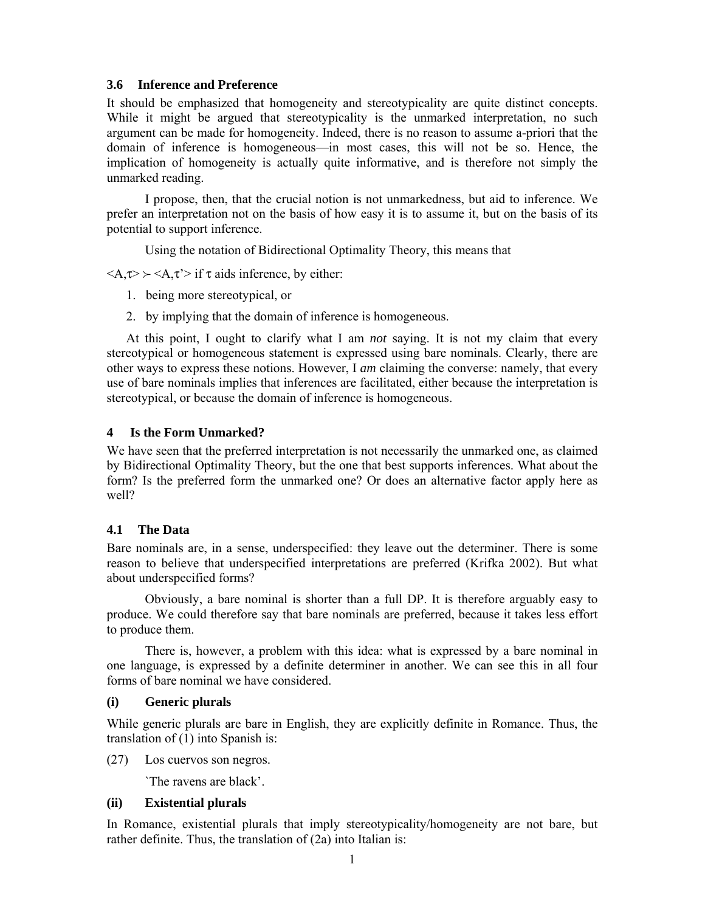### 3.6 Inference and Preference

It should be emphasized that homogeneity and stereotypicality are quite distinct concepts. While it might be argued that stereotypicality is the unmarked interpretation, no such argument can be made for homogeneity. Indeed, there is no reason to assume a-priori that the domain of inference is homogeneous—in most cases, this will not be so. Hence, the implication of homogeneity is actually quite informative, and is therefore not simply the unmarked reading.

I propose, then, that the crucial notion is not unmarkedness, but aid to inference. We prefer an interpretation not on the basis of how easy it is to assume it, but on the basis of its potential to support inference.

Using the notation of Bidirectional Optimality Theory, this means that

$\langle A,\tau\rangle \succ \langle A,\tau'\rangle$ if $\tau$ aids inference, by either:

1. being more stereotypical, or
2. by implying that the domain of inference is homogeneous.

At this point, I ought to clarify what I am *not* saying. It is not my claim that every stereotypical or homogeneous statement is expressed using bare nominals. Clearly, there are other ways to express these notions. However, I *am* claiming the converse: namely, that every use of bare nominals implies that inferences are facilitated, either because the interpretation is stereotypical, or because the domain of inference is homogeneous.

## 4 Is the Form Unmarked?

We have seen that the preferred interpretation is not necessarily the unmarked one, as claimed by Bidirectional Optimality Theory, but the one that best supports inferences. What about the form? Is the preferred form the unmarked one? Or does an alternative factor apply here as well?

### 4.1 The Data

Bare nominals are, in a sense, underspecified: they leave out the determiner. There is some reason to believe that underspecified interpretations are preferred (Krifka 2002). But what about underspecified forms?

Obviously, a bare nominal is shorter than a full DP. It is therefore arguably easy to produce. We could therefore say that bare nominals are preferred, because it takes less effort to produce them.

There is, however, a problem with this idea: what is expressed by a bare nominal in one language, is expressed by a definite determiner in another. We can see this in all four forms of bare nominal we have considered.

**(i) Generic plurals**

While generic plurals are bare in English, they are explicitly definite in Romance. Thus, the translation of (1) into Spanish is:

(27) Los cuervos son negros.

`The ravens are black'.

**(ii) Existential plurals**

In Romance, existential plurals that imply stereotypicality/homogeneity are not bare, but rather definite. Thus, the translation of (2a) into Italian is: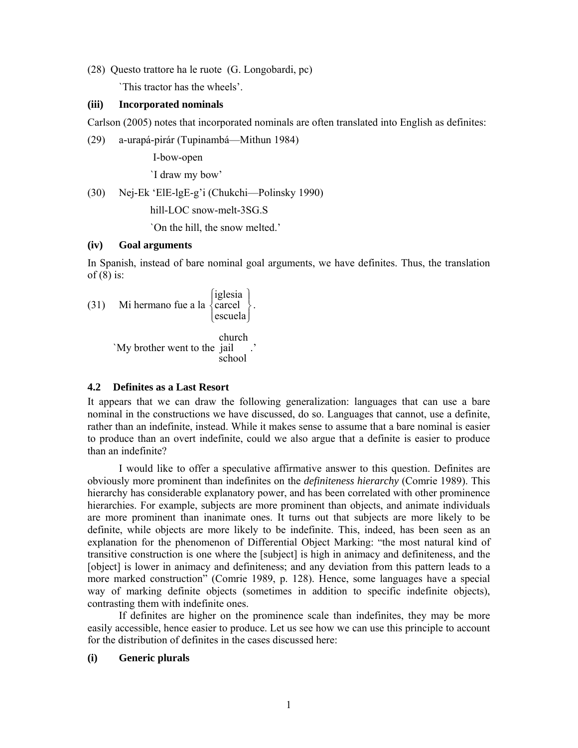(28) Questo trattore ha le ruote (G. Longobardi, pc)

`This tractor has the wheels'.

**(iii) Incorporated nominals**

Carlson (2005) notes that incorporated nominals are often translated into English as definites:

(29) a-urapá-pirár (Tupinambá—Mithun 1984)

I-bow-open

`I draw my bow'

(30) Nej-Ek 'ElE-lgE-g'i (Chukchi—Polinsky 1990)

hill-LOC snow-melt-3SG.S

`On the hill, the snow melted.'

**(iv) Goal arguments**

In Spanish, instead of bare nominal goal arguments, we have definites. Thus, the translation of (8) is:

(31) Mi hermano fue a la {iglesia / carcel / escuela}.

`My brother went to the {church / jail / school}.'

### 4.2 Definites as a Last Resort

It appears that we can draw the following generalization: languages that can use a bare nominal in the constructions we have discussed, do so. Languages that cannot, use a definite, rather than an indefinite, instead. While it makes sense to assume that a bare nominal is easier to produce than an overt indefinite, could we also argue that a definite is easier to produce than an indefinite?

I would like to offer a speculative affirmative answer to this question. Definites are obviously more prominent than indefinites on the *definiteness hierarchy* (Comrie 1989). This hierarchy has considerable explanatory power, and has been correlated with other prominence hierarchies. For example, subjects are more prominent than objects, and animate individuals are more prominent than inanimate ones. It turns out that subjects are more likely to be definite, while objects are more likely to be indefinite. This, indeed, has been seen as an explanation for the phenomenon of Differential Object Marking: "the most natural kind of transitive construction is one where the [subject] is high in animacy and definiteness, and the [object] is lower in animacy and definiteness; and any deviation from this pattern leads to a more marked construction" (Comrie 1989, p. 128). Hence, some languages have a special way of marking definite objects (sometimes in addition to specific indefinite objects), contrasting them with indefinite ones.

If definites are higher on the prominence scale than indefinites, they may be more easily accessible, hence easier to produce. Let us see how we can use this principle to account for the distribution of definites in the cases discussed here:

**(i) Generic plurals**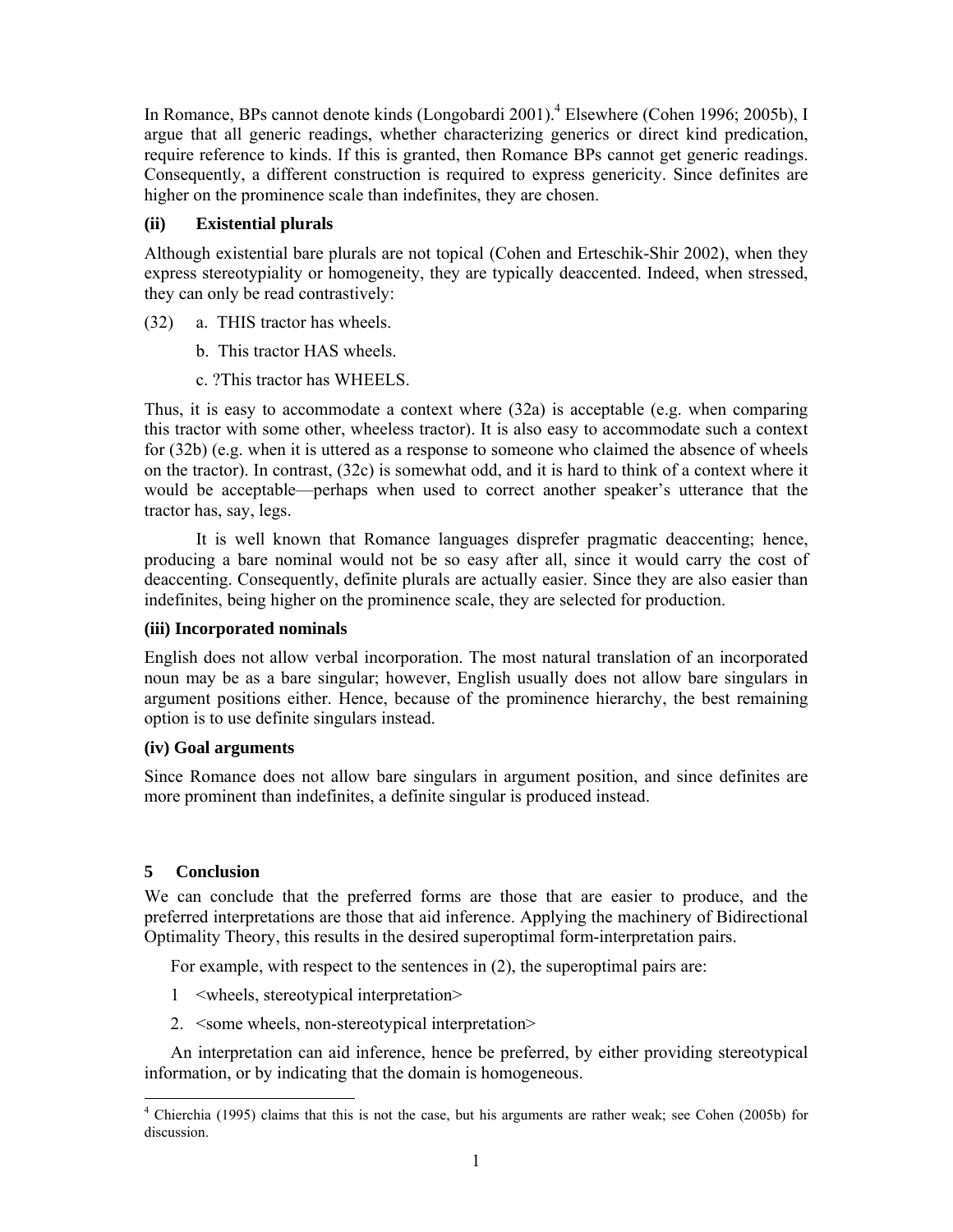In Romance, BPs cannot denote kinds (Longobardi 2001).[4] Elsewhere (Cohen 1996; 2005b), I argue that all generic readings, whether characterizing generics or direct kind predication, require reference to kinds. If this is granted, then Romance BPs cannot get generic readings. Consequently, a different construction is required to express genericity. Since definites are higher on the prominence scale than indefinites, they are chosen.

**(ii) Existential plurals**

Although existential bare plurals are not topical (Cohen and Erteschik-Shir 2002), when they express stereotypiality or homogeneity, they are typically deaccented. Indeed, when stressed, they can only be read contrastively:

(32) a. THIS tractor has wheels.

b. This tractor HAS wheels.

c. ?This tractor has WHEELS.

Thus, it is easy to accommodate a context where (32a) is acceptable (e.g. when comparing this tractor with some other, wheeless tractor). It is also easy to accommodate such a context for (32b) (e.g. when it is uttered as a response to someone who claimed the absence of wheels on the tractor). In contrast, (32c) is somewhat odd, and it is hard to think of a context where it would be acceptable—perhaps when used to correct another speaker's utterance that the tractor has, say, legs.

It is well known that Romance languages disprefer pragmatic deaccenting; hence, producing a bare nominal would not be so easy after all, since it would carry the cost of deaccenting. Consequently, definite plurals are actually easier. Since they are also easier than indefinites, being higher on the prominence scale, they are selected for production.

**(iii) Incorporated nominals**

English does not allow verbal incorporation. The most natural translation of an incorporated noun may be as a bare singular; however, English usually does not allow bare singulars in argument positions either. Hence, because of the prominence hierarchy, the best remaining option is to use definite singulars instead.

**(iv) Goal arguments**

Since Romance does not allow bare singulars in argument position, and since definites are more prominent than indefinites, a definite singular is produced instead.

## 5 Conclusion

We can conclude that the preferred forms are those that are easier to produce, and the preferred interpretations are those that aid inference. Applying the machinery of Bidirectional Optimality Theory, this results in the desired superoptimal form-interpretation pairs.

For example, with respect to the sentences in (2), the superoptimal pairs are:

1 <wheels, stereotypical interpretation>

2. <some wheels, non-stereotypical interpretation>

An interpretation can aid inference, hence be preferred, by either providing stereotypical information, or by indicating that the domain is homogeneous.

[4] Chierchia (1995) claims that this is not the case, but his arguments are rather weak; see Cohen (2005b) for discussion.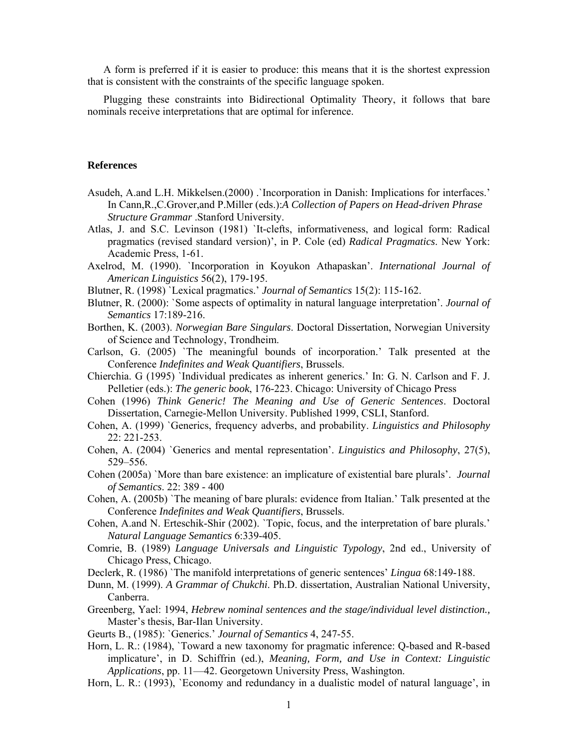A form is preferred if it is easier to produce: this means that it is the shortest expression that is consistent with the constraints of the specific language spoken.

Plugging these constraints into Bidirectional Optimality Theory, it follows that bare nominals receive interpretations that are optimal for inference.

## References

Asudeh, A.and L.H. Mikkelsen.(2000) .`Incorporation in Danish: Implications for interfaces.' In Cann,R.,C.Grover,and P.Miller (eds.):*A Collection of Papers on Head-driven Phrase Structure Grammar* .Stanford University.

Atlas, J. and S.C. Levinson (1981) `It-clefts, informativeness, and logical form: Radical pragmatics (revised standard version)', in P. Cole (ed) *Radical Pragmatics*. New York: Academic Press, 1-61.

Axelrod, M. (1990). `Incorporation in Koyukon Athapaskan'. *International Journal of American Linguistics* 56(2), 179-195.

Blutner, R. (1998) `Lexical pragmatics.' *Journal of Semantics* 15(2): 115-162.

Blutner, R. (2000): `Some aspects of optimality in natural language interpretation'. *Journal of Semantics* 17:189-216.

Borthen, K. (2003). *Norwegian Bare Singulars*. Doctoral Dissertation, Norwegian University of Science and Technology, Trondheim.

Carlson, G. (2005) `The meaningful bounds of incorporation.' Talk presented at the Conference *Indefinites and Weak Quantifiers*, Brussels.

Chierchia. G (1995) `Individual predicates as inherent generics.' In: G. N. Carlson and F. J. Pelletier (eds.): *The generic book*, 176-223. Chicago: University of Chicago Press

Cohen (1996) *Think Generic! The Meaning and Use of Generic Sentences*. Doctoral Dissertation, Carnegie-Mellon University. Published 1999, CSLI, Stanford.

Cohen, A. (1999) `Generics, frequency adverbs, and probability. *Linguistics and Philosophy* 22: 221-253.

Cohen, A. (2004) `Generics and mental representation'. *Linguistics and Philosophy*, 27(5), 529–556.

Cohen (2005a) `More than bare existence: an implicature of existential bare plurals'. *Journal of Semantics*. 22: 389 - 400

Cohen, A. (2005b) `The meaning of bare plurals: evidence from Italian.' Talk presented at the Conference *Indefinites and Weak Quantifiers*, Brussels.

Cohen, A.and N. Erteschik-Shir (2002). `Topic, focus, and the interpretation of bare plurals.' *Natural Language Semantics* 6:339-405.

Comrie, B. (1989) *Language Universals and Linguistic Typology*, 2nd ed., University of Chicago Press, Chicago.

Declerk, R. (1986) `The manifold interpretations of generic sentences' *Lingua* 68:149-188.

Dunn, M. (1999). *A Grammar of Chukchi*. Ph.D. dissertation, Australian National University, Canberra.

Greenberg, Yael: 1994, *Hebrew nominal sentences and the stage/individual level distinction.,* Master's thesis, Bar-Ilan University.

Geurts B., (1985): `Generics.' *Journal of Semantics* 4, 247-55.

Horn, L. R.: (1984), `Toward a new taxonomy for pragmatic inference: Q-based and R-based implicature', in D. Schiffrin (ed.), *Meaning, Form, and Use in Context: Linguistic Applications*, pp. 11—42. Georgetown University Press, Washington.

Horn, L. R.: (1993), `Economy and redundancy in a dualistic model of natural language', in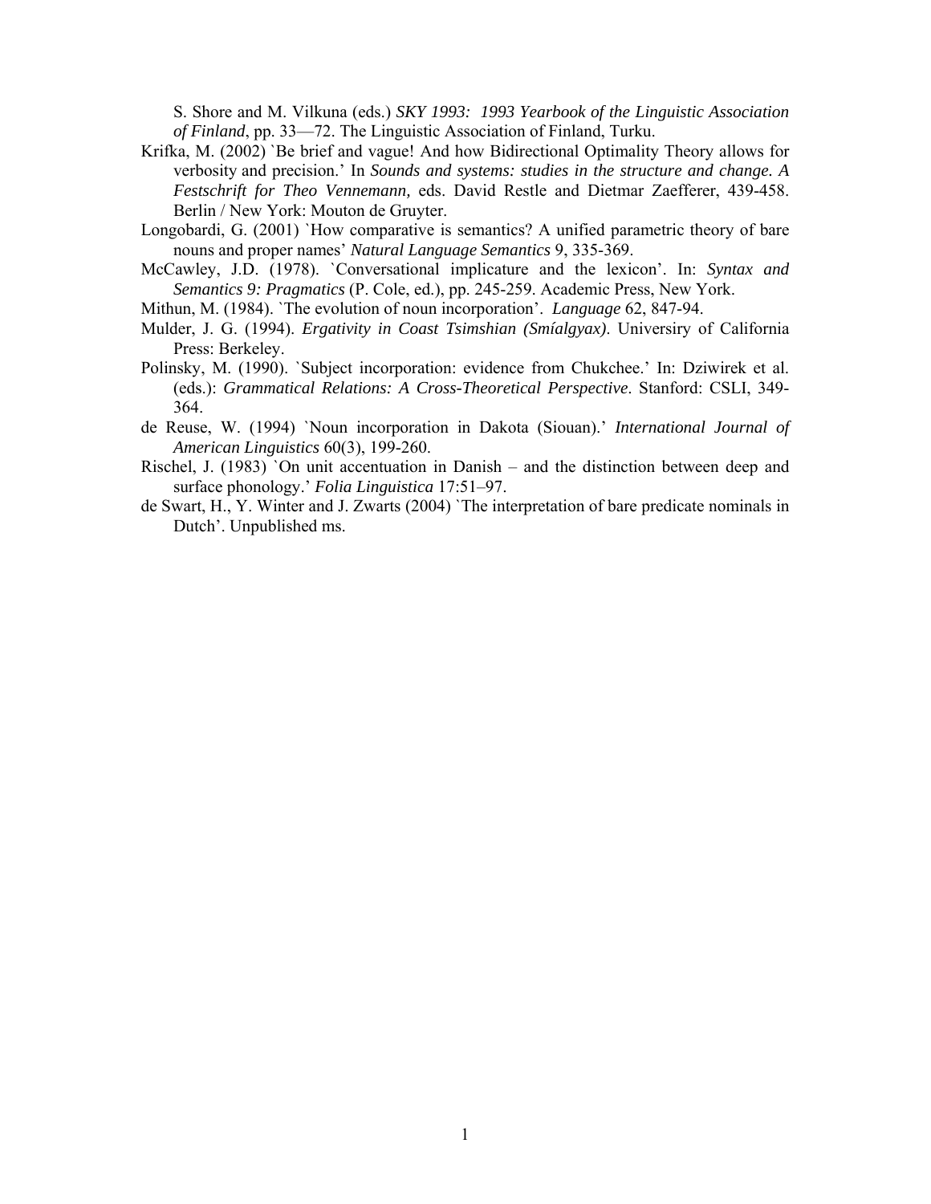S. Shore and M. Vilkuna (eds.) *SKY 1993: 1993 Yearbook of the Linguistic Association of Finland*, pp. 33—72. The Linguistic Association of Finland, Turku.

Krifka, M. (2002) `Be brief and vague! And how Bidirectional Optimality Theory allows for verbosity and precision.' In *Sounds and systems: studies in the structure and change. A Festschrift for Theo Vennemann,* eds. David Restle and Dietmar Zaefferer, 439-458. Berlin / New York: Mouton de Gruyter.

Longobardi, G. (2001) `How comparative is semantics? A unified parametric theory of bare nouns and proper names' *Natural Language Semantics* 9, 335-369.

McCawley, J.D. (1978). `Conversational implicature and the lexicon'. In: *Syntax and Semantics 9: Pragmatics* (P. Cole, ed.), pp. 245-259. Academic Press, New York.

Mithun, M. (1984). `The evolution of noun incorporation'. *Language* 62, 847-94.

Mulder, J. G. (1994). *Ergativity in Coast Tsimshian (Smíalgyax)*. Universiry of California Press: Berkeley.

Polinsky, M. (1990). `Subject incorporation: evidence from Chukchee.' In: Dziwirek et al. (eds.): *Grammatical Relations: A Cross-Theoretical Perspective*. Stanford: CSLI, 349-364.

de Reuse, W. (1994) `Noun incorporation in Dakota (Siouan).' *International Journal of American Linguistics* 60(3), 199-260.

Rischel, J. (1983) `On unit accentuation in Danish – and the distinction between deep and surface phonology.' *Folia Linguistica* 17:51–97.

de Swart, H., Y. Winter and J. Zwarts (2004) `The interpretation of bare predicate nominals in Dutch'. Unpublished ms.